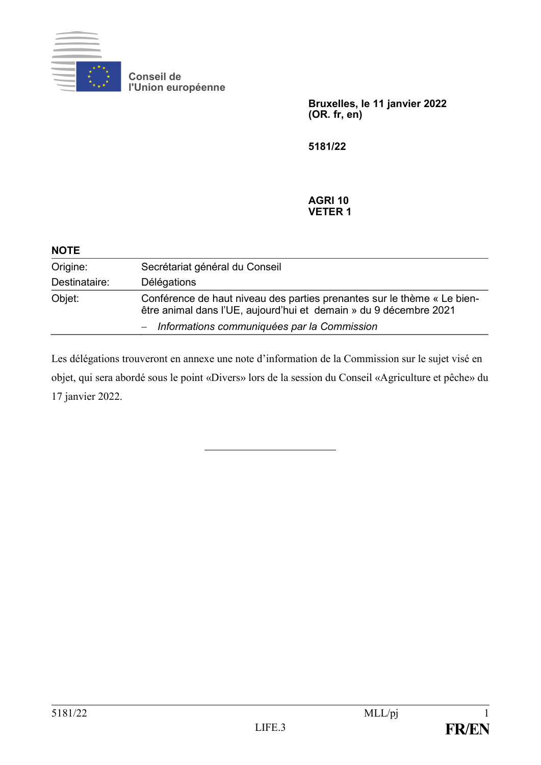Conseil de
l'Union européenne

**Bruxelles, le 11 janvier 2022**
**(OR. fr, en)**

**5181/22**

**AGRI 10**
**VETER 1**

**NOTE**

| | |
|---|---|
| Origine: | Secrétariat général du Conseil |
| Destinataire: | Délégations |
| Objet: | Conférence de haut niveau des parties prenantes sur le thème « Le bien-être animal dans l'UE, aujourd'hui et demain » du 9 décembre 2021<br>– *Informations communiquées par la Commission* |

Les délégations trouveront en annexe une note d'information de la Commission sur le sujet visé en objet, qui sera abordé sous le point «Divers» lors de la session du Conseil «Agriculture et pêche» du 17 janvier 2022.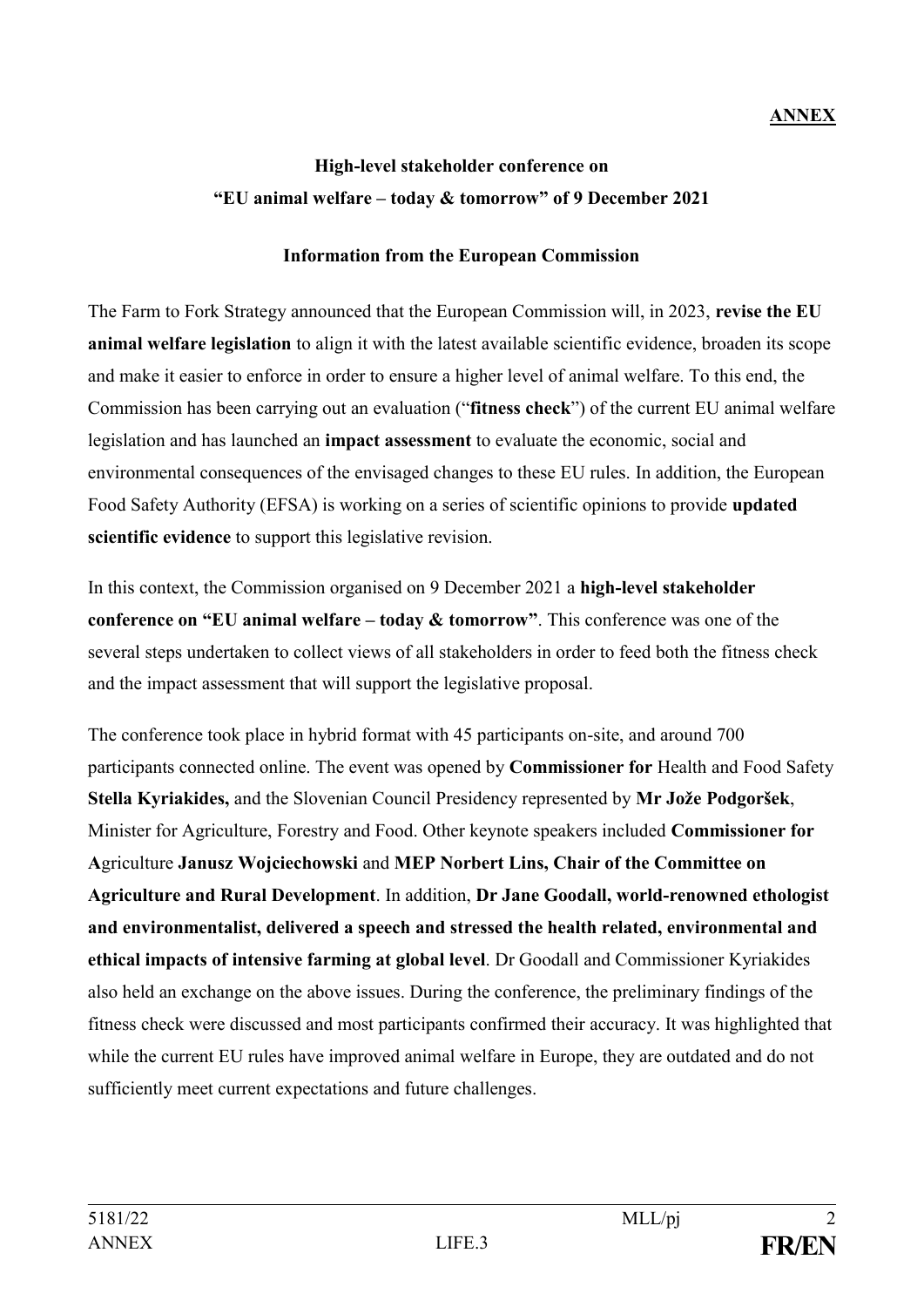**ANNEX**

## High-level stakeholder conference on "EU animal welfare – today & tomorrow" of 9 December 2021

### Information from the European Commission

The Farm to Fork Strategy announced that the European Commission will, in 2023, **revise the EU animal welfare legislation** to align it with the latest available scientific evidence, broaden its scope and make it easier to enforce in order to ensure a higher level of animal welfare. To this end, the Commission has been carrying out an evaluation ("**fitness check**") of the current EU animal welfare legislation and has launched an **impact assessment** to evaluate the economic, social and environmental consequences of the envisaged changes to these EU rules. In addition, the European Food Safety Authority (EFSA) is working on a series of scientific opinions to provide **updated scientific evidence** to support this legislative revision.

In this context, the Commission organised on 9 December 2021 a **high-level stakeholder conference on "EU animal welfare – today & tomorrow"**. This conference was one of the several steps undertaken to collect views of all stakeholders in order to feed both the fitness check and the impact assessment that will support the legislative proposal.

The conference took place in hybrid format with 45 participants on-site, and around 700 participants connected online. The event was opened by **Commissioner for** Health and Food Safety **Stella Kyriakides,** and the Slovenian Council Presidency represented by **Mr Jože Podgoršek**, Minister for Agriculture, Forestry and Food. Other keynote speakers included **Commissioner for A**griculture **Janusz Wojciechowski** and **MEP Norbert Lins, Chair of the Committee on Agriculture and Rural Development**. In addition, **Dr Jane Goodall, world-renowned ethologist and environmentalist, delivered a speech and stressed the health related, environmental and ethical impacts of intensive farming at global level**. Dr Goodall and Commissioner Kyriakides also held an exchange on the above issues. During the conference, the preliminary findings of the fitness check were discussed and most participants confirmed their accuracy. It was highlighted that while the current EU rules have improved animal welfare in Europe, they are outdated and do not sufficiently meet current expectations and future challenges.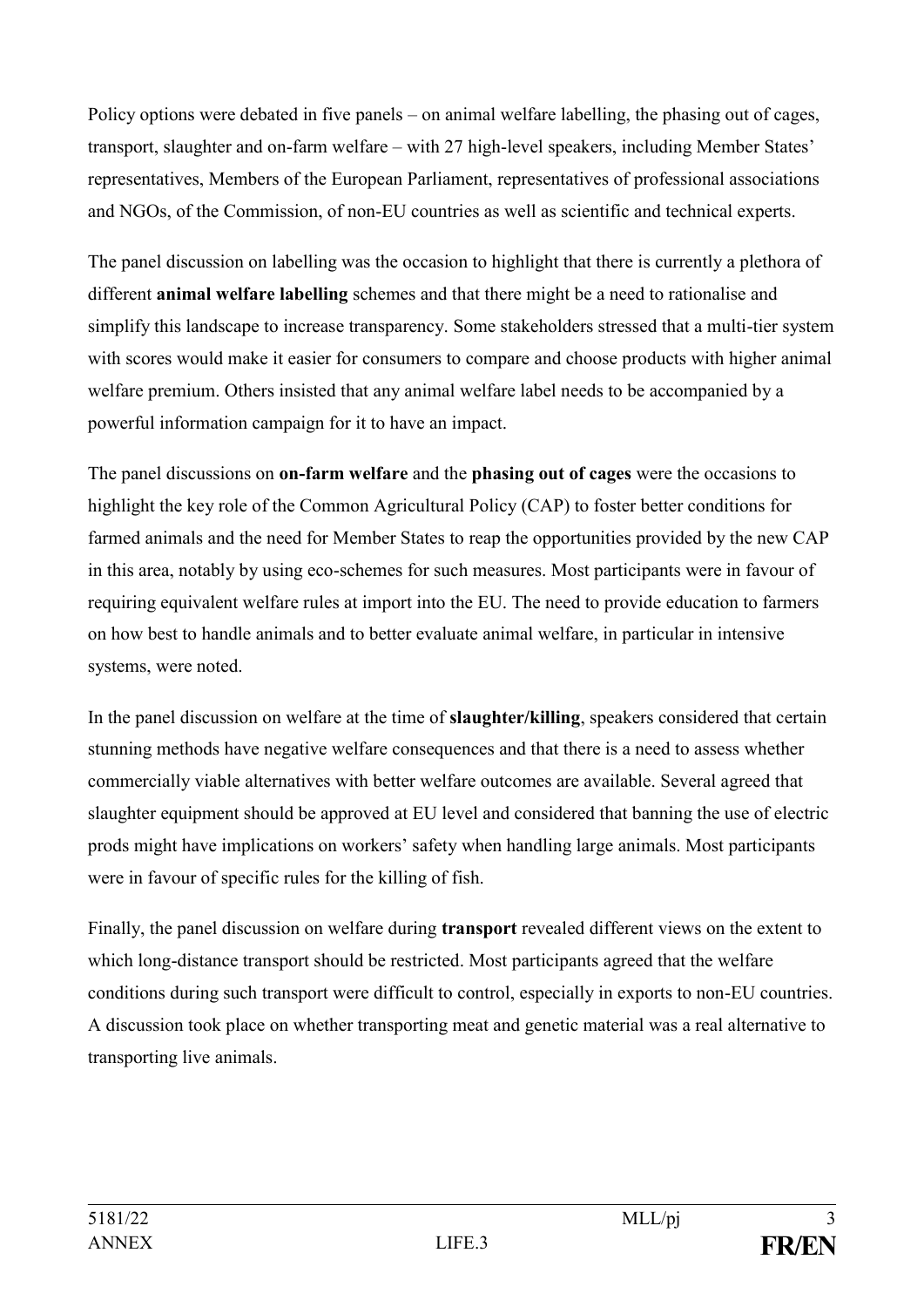Policy options were debated in five panels – on animal welfare labelling, the phasing out of cages, transport, slaughter and on-farm welfare – with 27 high-level speakers, including Member States' representatives, Members of the European Parliament, representatives of professional associations and NGOs, of the Commission, of non-EU countries as well as scientific and technical experts.

The panel discussion on labelling was the occasion to highlight that there is currently a plethora of different **animal welfare labelling** schemes and that there might be a need to rationalise and simplify this landscape to increase transparency. Some stakeholders stressed that a multi-tier system with scores would make it easier for consumers to compare and choose products with higher animal welfare premium. Others insisted that any animal welfare label needs to be accompanied by a powerful information campaign for it to have an impact.

The panel discussions on **on-farm welfare** and the **phasing out of cages** were the occasions to highlight the key role of the Common Agricultural Policy (CAP) to foster better conditions for farmed animals and the need for Member States to reap the opportunities provided by the new CAP in this area, notably by using eco-schemes for such measures. Most participants were in favour of requiring equivalent welfare rules at import into the EU. The need to provide education to farmers on how best to handle animals and to better evaluate animal welfare, in particular in intensive systems, were noted.

In the panel discussion on welfare at the time of **slaughter/killing**, speakers considered that certain stunning methods have negative welfare consequences and that there is a need to assess whether commercially viable alternatives with better welfare outcomes are available. Several agreed that slaughter equipment should be approved at EU level and considered that banning the use of electric prods might have implications on workers' safety when handling large animals. Most participants were in favour of specific rules for the killing of fish.

Finally, the panel discussion on welfare during **transport** revealed different views on the extent to which long-distance transport should be restricted. Most participants agreed that the welfare conditions during such transport were difficult to control, especially in exports to non-EU countries. A discussion took place on whether transporting meat and genetic material was a real alternative to transporting live animals.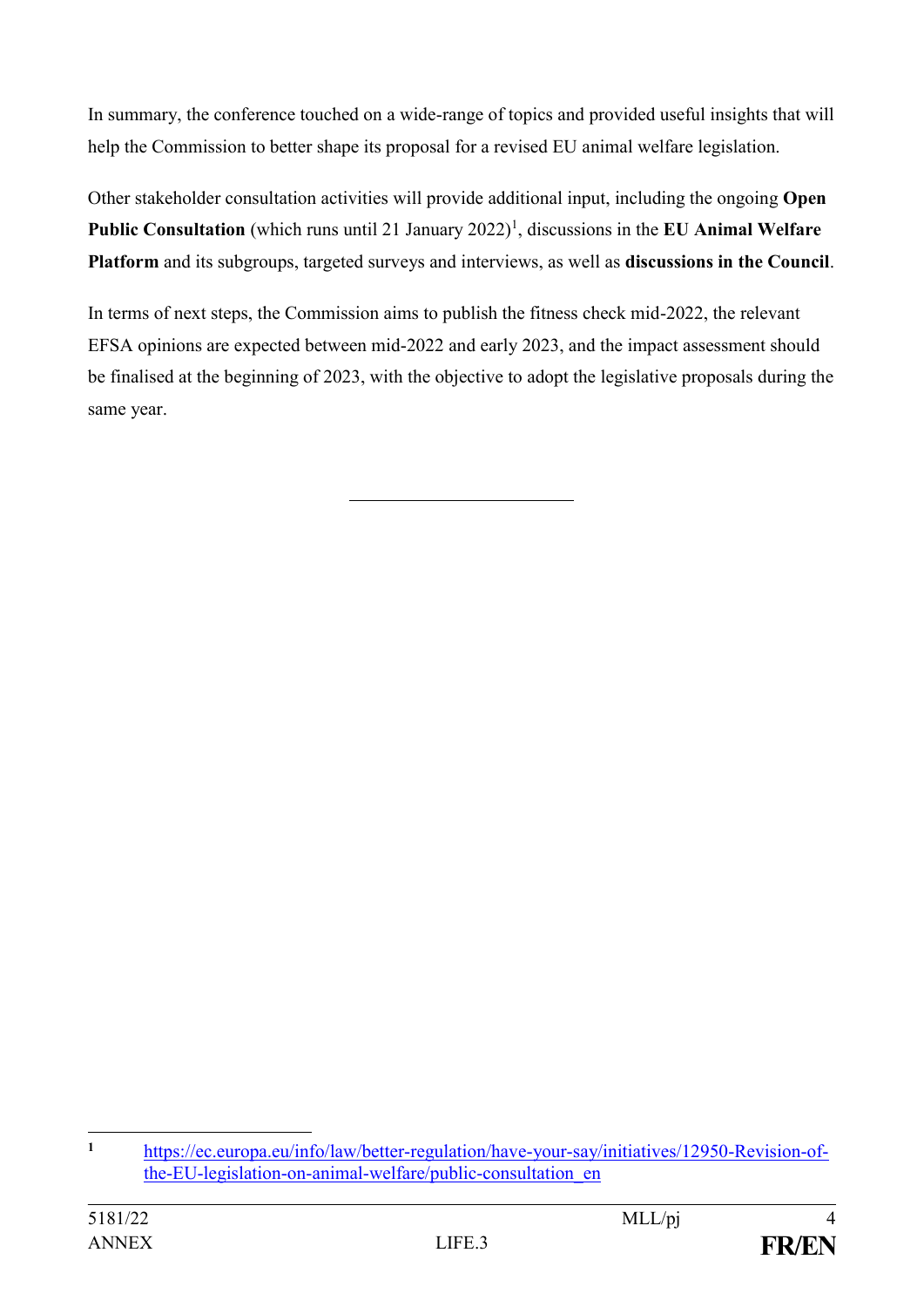In summary, the conference touched on a wide-range of topics and provided useful insights that will help the Commission to better shape its proposal for a revised EU animal welfare legislation.

Other stakeholder consultation activities will provide additional input, including the ongoing **Open Public Consultation** (which runs until 21 January 2022)[1], discussions in the **EU Animal Welfare Platform** and its subgroups, targeted surveys and interviews, as well as **discussions in the Council**.

In terms of next steps, the Commission aims to publish the fitness check mid-2022, the relevant EFSA opinions are expected between mid-2022 and early 2023, and the impact assessment should be finalised at the beginning of 2023, with the objective to adopt the legislative proposals during the same year.

---

[1] https://ec.europa.eu/info/law/better-regulation/have-your-say/initiatives/12950-Revision-of-the-EU-legislation-on-animal-welfare/public-consultation_en